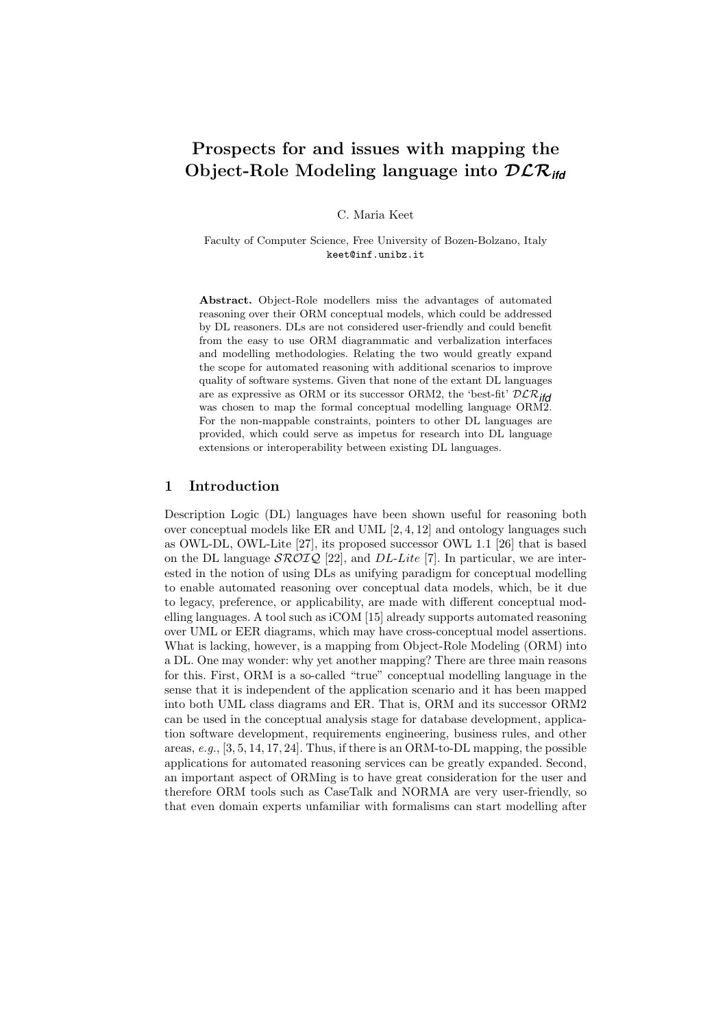# Prospects for and issues with mapping the Object-Role Modeling language into $\mathcal{DLR}_{ifd}$

C. Maria Keet

Faculty of Computer Science, Free University of Bozen-Bolzano, Italy
keet@inf.unibz.it

**Abstract.** Object-Role modellers miss the advantages of automated reasoning over their ORM conceptual models, which could be addressed by DL reasoners. DLs are not considered user-friendly and could benefit from the easy to use ORM diagrammatic and verbalization interfaces and modelling methodologies. Relating the two would greatly expand the scope for automated reasoning with additional scenarios to improve quality of software systems. Given that none of the extant DL languages are as expressive as ORM or its successor ORM2, the 'best-fit' $\mathcal{DLR}_{ifd}$ was chosen to map the formal conceptual modelling language ORM2. For the non-mappable constraints, pointers to other DL languages are provided, which could serve as impetus for research into DL language extensions or interoperability between existing DL languages.

## 1 Introduction

Description Logic (DL) languages have been shown useful for reasoning both over conceptual models like ER and UML [2, 4, 12] and ontology languages such as OWL-DL, OWL-Lite [27], its proposed successor OWL 1.1 [26] that is based on the DL language $\mathcal{SROIQ}$ [22], and *DL-Lite* [7]. In particular, we are interested in the notion of using DLs as unifying paradigm for conceptual modelling to enable automated reasoning over conceptual data models, which, be it due to legacy, preference, or applicability, are made with different conceptual modelling languages. A tool such as iCOM [15] already supports automated reasoning over UML or EER diagrams, which may have cross-conceptual model assertions. What is lacking, however, is a mapping from Object-Role Modeling (ORM) into a DL. One may wonder: why yet another mapping? There are three main reasons for this. First, ORM is a so-called "true" conceptual modelling language in the sense that it is independent of the application scenario and it has been mapped into both UML class diagrams and ER. That is, ORM and its successor ORM2 can be used in the conceptual analysis stage for database development, application software development, requirements engineering, business rules, and other areas, *e.g.*, [3, 5, 14, 17, 24]. Thus, if there is an ORM-to-DL mapping, the possible applications for automated reasoning services can be greatly expanded. Second, an important aspect of ORMing is to have great consideration for the user and therefore ORM tools such as CaseTalk and NORMA are very user-friendly, so that even domain experts unfamiliar with formalisms can start modelling after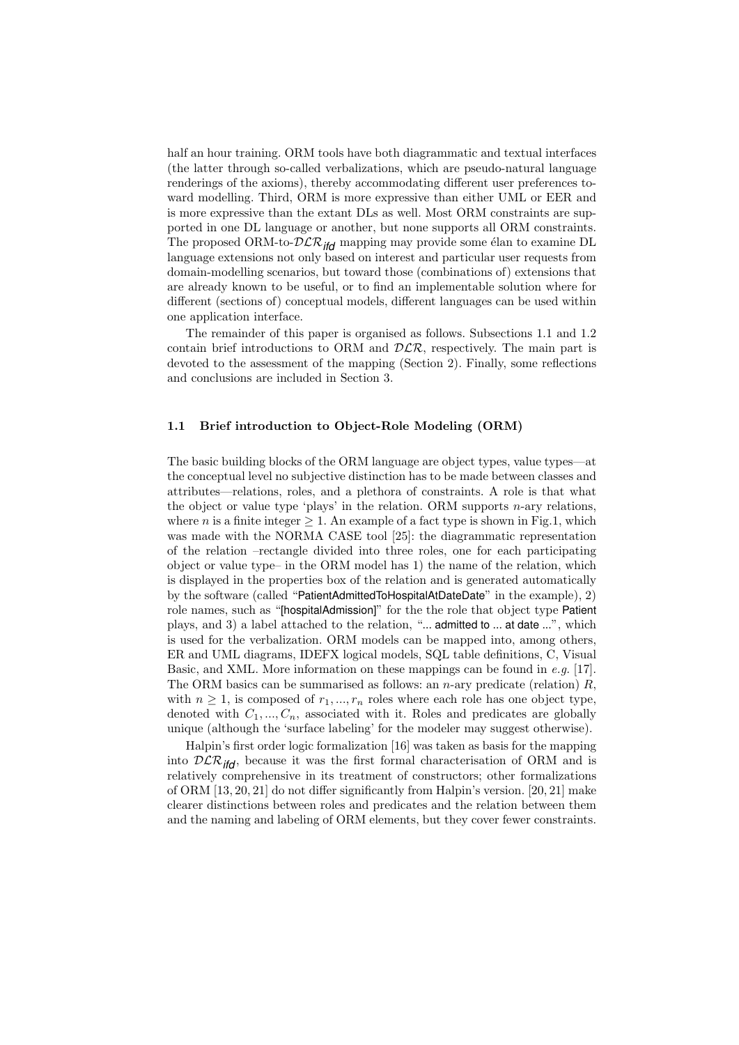half an hour training. ORM tools have both diagrammatic and textual interfaces (the latter through so-called verbalizations, which are pseudo-natural language renderings of the axioms), thereby accommodating different user preferences toward modelling. Third, ORM is more expressive than either UML or EER and is more expressive than the extant DLs as well. Most ORM constraints are supported in one DL language or another, but none supports all ORM constraints. The proposed ORM-to-$\mathcal{DLR}_{ifd}$ mapping may provide some élan to examine DL language extensions not only based on interest and particular user requests from domain-modelling scenarios, but toward those (combinations of) extensions that are already known to be useful, or to find an implementable solution where for different (sections of) conceptual models, different languages can be used within one application interface.

The remainder of this paper is organised as follows. Subsections 1.1 and 1.2 contain brief introductions to ORM and $\mathcal{DLR}$, respectively. The main part is devoted to the assessment of the mapping (Section 2). Finally, some reflections and conclusions are included in Section 3.

### 1.1 Brief introduction to Object-Role Modeling (ORM)

The basic building blocks of the ORM language are object types, value types—at the conceptual level no subjective distinction has to be made between classes and attributes—relations, roles, and a plethora of constraints. A role is that what the object or value type 'plays' in the relation. ORM supports $n$-ary relations, where $n$ is a finite integer $\geq 1$. An example of a fact type is shown in Fig.1, which was made with the NORMA CASE tool [25]: the diagrammatic representation of the relation –rectangle divided into three roles, one for each participating object or value type– in the ORM model has 1) the name of the relation, which is displayed in the properties box of the relation and is generated automatically by the software (called "PatientAdmittedToHospitalAtDateDate" in the example), 2) role names, such as "[hospitalAdmission]" for the the role that object type Patient plays, and 3) a label attached to the relation, "... admitted to ... at date ...", which is used for the verbalization. ORM models can be mapped into, among others, ER and UML diagrams, IDEFX logical models, SQL table definitions, C, Visual Basic, and XML. More information on these mappings can be found in *e.g.* [17]. The ORM basics can be summarised as follows: an $n$-ary predicate (relation) $R$, with $n \geq 1$, is composed of $r_1, ..., r_n$ roles where each role has one object type, denoted with $C_1, ..., C_n$, associated with it. Roles and predicates are globally unique (although the 'surface labeling' for the modeler may suggest otherwise).

Halpin's first order logic formalization [16] was taken as basis for the mapping into $\mathcal{DLR}_{ifd}$, because it was the first formal characterisation of ORM and is relatively comprehensive in its treatment of constructors; other formalizations of ORM [13, 20, 21] do not differ significantly from Halpin's version. [20, 21] make clearer distinctions between roles and predicates and the relation between them and the naming and labeling of ORM elements, but they cover fewer constraints.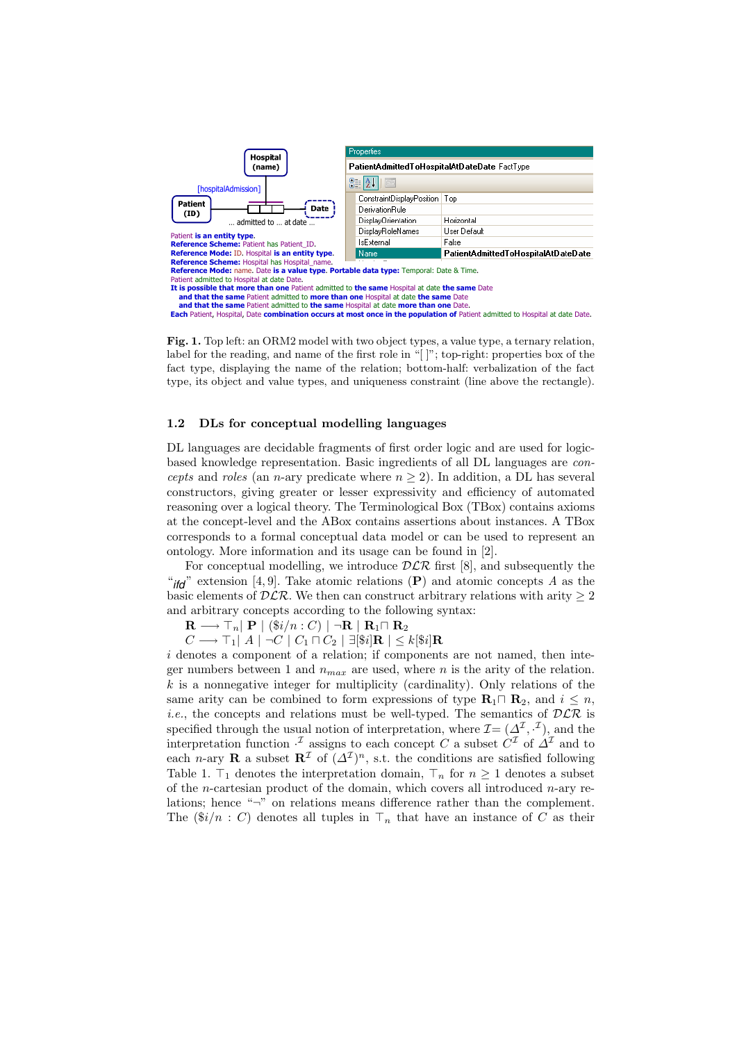Hospital (name)

[hospitalAdmission]

Patient (ID)

Date

... admitted to ... at date ...

Properties

PatientAdmittedToHospitalAtDateDate FactType

| | |
|---|---|
| ConstraintDisplayPosition | Top |
| DerivationRule | |
| DisplayOrientation | Horizontal |
| DisplayRoleNames | User Default |
| IsExternal | False |
| Name | PatientAdmittedToHospitalAtDateDate |

Patient **is an entity type.**
**Reference Scheme:** Patient has Patient_ID.
**Reference Mode:** ID. Hospital **is an entity type.**
**Reference Scheme:** Hospital has Hospital_name.
**Reference Mode:** name. Date **is a value type. Portable data type:** Temporal: Date & Time.
Patient admitted to Hospital at date Date.
**It is possible that more than one** Patient admitted to **the same** Hospital at date **the same** Date
**and that the same** Patient admitted to **more than one** Hospital at date **the same** Date
**and that the same** Patient admitted to **the same** Hospital at date **more than one** Date.
**Each** Patient, Hospital, Date **combination occurs at most once in the population of** Patient admitted to Hospital at date Date.

**Fig. 1.** Top left: an ORM2 model with two object types, a value type, a ternary relation, label for the reading, and name of the first role in "[ ]"; top-right: properties box of the fact type, displaying the name of the relation; bottom-half: verbalization of the fact type, its object and value types, and uniqueness constraint (line above the rectangle).

### 1.2 DLs for conceptual modelling languages

DL languages are decidable fragments of first order logic and are used for logic-based knowledge representation. Basic ingredients of all DL languages are *concepts* and *roles* (an $n$-ary predicate where $n \geq 2$). In addition, a DL has several constructors, giving greater or lesser expressivity and efficiency of automated reasoning over a logical theory. The Terminological Box (TBox) contains axioms at the concept-level and the ABox contains assertions about instances. A TBox corresponds to a formal conceptual data model or can be used to represent an ontology. More information and its usage can be found in [2].

For conceptual modelling, we introduce $\mathcal{DLR}$ first [8], and subsequently the "$_{ifd}$" extension [4, 9]. Take atomic relations ($\mathbf{P}$) and atomic concepts $A$ as the basic elements of $\mathcal{DLR}$. We then can construct arbitrary relations with arity $\geq 2$ and arbitrary concepts according to the following syntax:

$\mathbf{R} \longrightarrow \top_n \mid \mathbf{P} \mid (\$i/n : C) \mid \neg\mathbf{R} \mid \mathbf{R}_1 \sqcap \mathbf{R}_2$
$C \longrightarrow \top_1 \mid A \mid \neg C \mid C_1 \sqcap C_2 \mid \exists[\$i]\mathbf{R} \mid \leq k[\$i]\mathbf{R}$

$i$ denotes a component of a relation; if components are not named, then integer numbers between 1 and $n_{max}$ are used, where $n$ is the arity of the relation. $k$ is a nonnegative integer for multiplicity (cardinality). Only relations of the same arity can be combined to form expressions of type $\mathbf{R}_1 \sqcap \mathbf{R}_2$, and $i \leq n$, *i.e.*, the concepts and relations must be well-typed. The semantics of $\mathcal{DLR}$ is specified through the usual notion of interpretation, where $\mathcal{I} = (\Delta^{\mathcal{I}}, \cdot^{\mathcal{I}})$, and the interpretation function $\cdot^{\mathcal{I}}$ assigns to each concept $C$ a subset $C^{\mathcal{I}}$ of $\Delta^{\mathcal{I}}$ and to each $n$-ary $\mathbf{R}$ a subset $\mathbf{R}^{\mathcal{I}}$ of $(\Delta^{\mathcal{I}})^n$, s.t. the conditions are satisfied following Table 1. $\top_1$ denotes the interpretation domain, $\top_n$ for $n \geq 1$ denotes a subset of the $n$-cartesian product of the domain, which covers all introduced $n$-ary relations; hence "$\neg$" on relations means difference rather than the complement. The $(\$i/n : C)$ denotes all tuples in $\top_n$ that have an instance of $C$ as their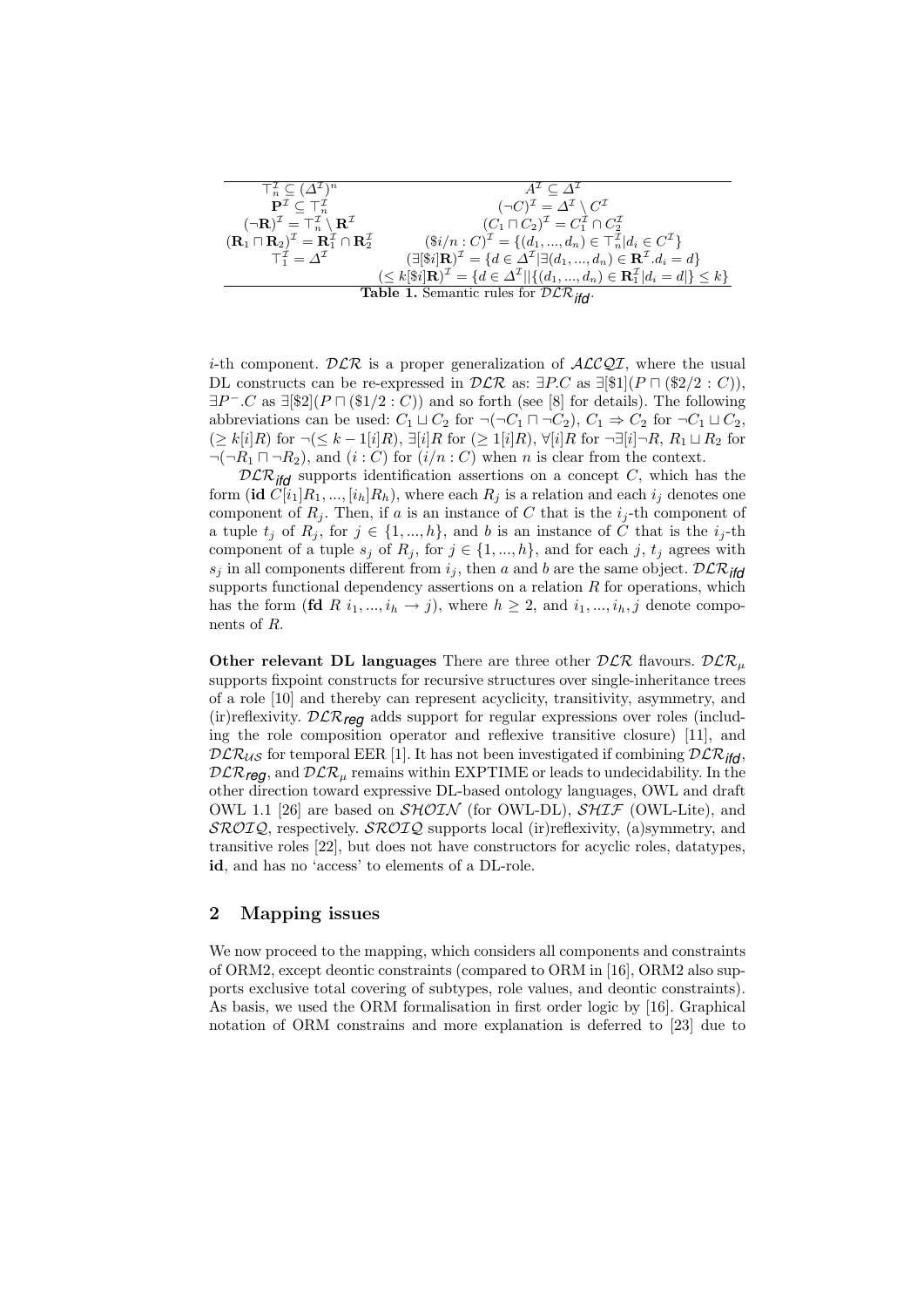| | |
|---|---|
| $\top_n^{\mathcal{I}} \subseteq (\Delta^{\mathcal{I}})^n$ | $A^{\mathcal{I}} \subseteq \Delta^{\mathcal{I}}$ |
| $\mathbf{P}^{\mathcal{I}} \subseteq \top_n^{\mathcal{I}}$ | $(\neg C)^{\mathcal{I}} = \Delta^{\mathcal{I}} \setminus C^{\mathcal{I}}$ |
| $(\neg \mathbf{R})^{\mathcal{I}} = \top_n^{\mathcal{I}} \setminus \mathbf{R}^{\mathcal{I}}$ | $(C_1 \sqcap C_2)^{\mathcal{I}} = C_1^{\mathcal{I}} \cap C_2^{\mathcal{I}}$ |
| $(\mathbf{R}_1 \sqcap \mathbf{R}_2)^{\mathcal{I}} = \mathbf{R}_1^{\mathcal{I}} \cap \mathbf{R}_2^{\mathcal{I}}$ | $(\$i/n : C)^{\mathcal{I}} = \{(d_1, ..., d_n) \in \top_n^{\mathcal{I}} \mid d_i \in C^{\mathcal{I}}\}$ |
| $\top_1^{\mathcal{I}} = \Delta^{\mathcal{I}}$ | $(\exists[\$i]\mathbf{R})^{\mathcal{I}} = \{d \in \Delta^{\mathcal{I}} \mid \exists (d_1, ..., d_n) \in \mathbf{R}^{\mathcal{I}}.d_i = d\}$ |
| | $(\leq k[\$i]\mathbf{R})^{\mathcal{I}} = \{d \in \Delta^{\mathcal{I}} \mid \lvert\{(d_1, ..., d_n) \in \mathbf{R}_1^{\mathcal{I}} \mid d_i = d\}\rvert \leq k\}$ |

**Table 1.** Semantic rules for $\mathcal{DLR}_{ifd}$.

$i$-th component. $\mathcal{DLR}$ is a proper generalization of $\mathcal{ALCQI}$, where the usual DL constructs can be re-expressed in $\mathcal{DLR}$ as: $\exists P.C$ as $\exists[\$1](P \sqcap (\$2/2 : C))$, $\exists P^{-}.C$ as $\exists[\$2](P \sqcap (\$1/2 : C))$ and so forth (see [8] for details). The following abbreviations can be used: $C_1 \sqcup C_2$ for $\neg(\neg C_1 \sqcap \neg C_2)$, $C_1 \Rightarrow C_2$ for $\neg C_1 \sqcup C_2$, $(\geq k[i]R)$ for $\neg(\leq k-1[i]R)$, $\exists[i]R$ for $(\geq 1[i]R)$, $\forall[i]R$ for $\neg\exists[i]\neg R$, $R_1 \sqcup R_2$ for $\neg(\neg R_1 \sqcap \neg R_2)$, and $(i : C)$ for $(i/n : C)$ when $n$ is clear from the context.

$\mathcal{DLR}_{ifd}$ supports identification assertions on a concept $C$, which has the form $(\mathbf{id}\ C[i_1]R_1, ..., [i_h]R_h)$, where each $R_j$ is a relation and each $i_j$ denotes one component of $R_j$. Then, if $a$ is an instance of $C$ that is the $i_j$-th component of a tuple $t_j$ of $R_j$, for $j \in \{1, ..., h\}$, and $b$ is an instance of $C$ that is the $i_j$-th component of a tuple $s_j$ of $R_j$, for $j \in \{1, ..., h\}$, and for each $j$, $t_j$ agrees with $s_j$ in all components different from $i_j$, then $a$ and $b$ are the same object. $\mathcal{DLR}_{ifd}$ supports functional dependency assertions on a relation $R$ for operations, which has the form $(\mathbf{fd}\ R\ i_1, ..., i_h \rightarrow j)$, where $h \geq 2$, and $i_1, ..., i_h, j$ denote components of $R$.

**Other relevant DL languages** There are three other $\mathcal{DLR}$ flavours. $\mathcal{DLR}_{\mu}$ supports fixpoint constructs for recursive structures over single-inheritance trees of a role [10] and thereby can represent acyclicity, transitivity, asymmetry, and (ir)reflexivity. $\mathcal{DLR}_{reg}$ adds support for regular expressions over roles (including the role composition operator and reflexive transitive closure) [11], and $\mathcal{DLR}_{\mathcal{US}}$ for temporal EER [1]. It has not been investigated if combining $\mathcal{DLR}_{ifd}$, $\mathcal{DLR}_{reg}$, and $\mathcal{DLR}_{\mu}$ remains within EXPTIME or leads to undecidability. In the other direction toward expressive DL-based ontology languages, OWL and draft OWL 1.1 [26] are based on $\mathcal{SHOIN}$ (for OWL-DL), $\mathcal{SHIF}$ (OWL-Lite), and $\mathcal{SROIQ}$, respectively. $\mathcal{SROIQ}$ supports local (ir)reflexivity, (a)symmetry, and transitive roles [22], but does not have constructors for acyclic roles, datatypes, **id**, and has no 'access' to elements of a DL-role.

## 2 Mapping issues

We now proceed to the mapping, which considers all components and constraints of ORM2, except deontic constraints (compared to ORM in [16], ORM2 also supports exclusive total covering of subtypes, role values, and deontic constraints). As basis, we used the ORM formalisation in first order logic by [16]. Graphical notation of ORM constrains and more explanation is deferred to [23] due to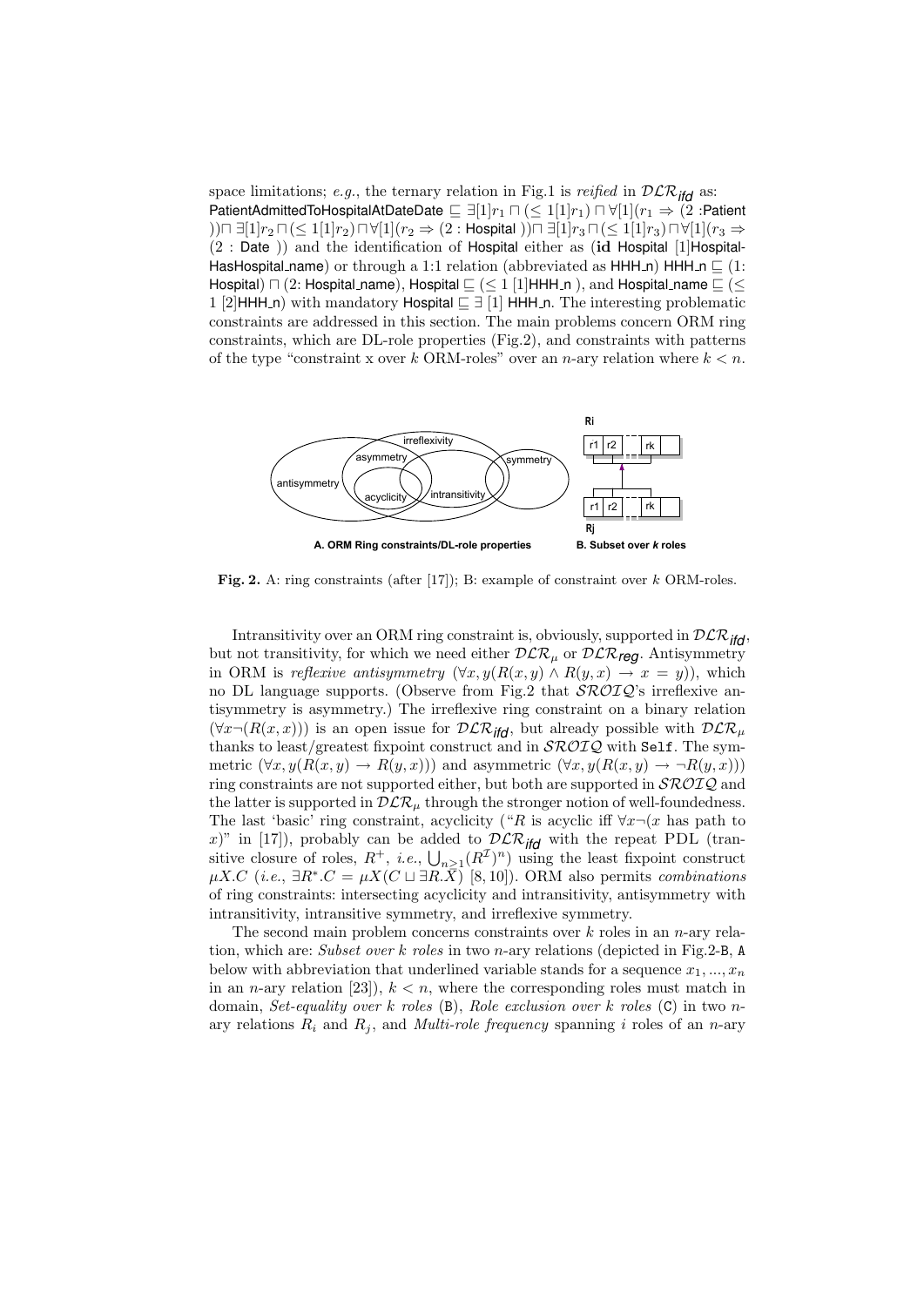space limitations; *e.g.*, the ternary relation in Fig.1 is *reified* in $\mathcal{DLR}_{\mathit{ifd}}$ as: PatientAdmittedToHospitalAtDateDate $\sqsubseteq \exists[1]r_1 \sqcap (\leq 1[1]r_1) \sqcap \forall[1](r_1 \Rightarrow (2 :$ Patient $)) \sqcap \exists[1]r_2 \sqcap (\leq 1[1]r_2) \sqcap \forall[1](r_2 \Rightarrow (2 :$ Hospital $)) \sqcap \exists[1]r_3 \sqcap (\leq 1[1]r_3) \sqcap \forall[1](r_3 \Rightarrow$ $(2 :$ Date $))$ and the identification of Hospital either as (**id** Hospital [1]Hospital-HasHospital_name) or through a 1:1 relation (abbreviated as HHH_n) HHH_n $\sqsubseteq$ (1: Hospital) $\sqcap$ (2: Hospital_name), Hospital $\sqsubseteq$ ($\leq$ 1 [1]HHH_n ), and Hospital_name $\sqsubseteq$ ($\leq$ 1 [2]HHH_n) with mandatory Hospital $\sqsubseteq \exists$ [1] HHH_n. The interesting problematic constraints are addressed in this section. The main problems concern ORM ring constraints, which are DL-role properties (Fig.2), and constraints with patterns of the type "constraint x over $k$ ORM-roles" over an $n$-ary relation where $k < n$.

antisymmetry
asymmetry
irreflexivity
acyclicity
intransitivity
symmetry
A. ORM Ring constraints/DL-role properties

Ri
r1 r2 rk
r1 r2 rk
Rj
B. Subset over *k* roles

**Fig. 2.** A: ring constraints (after [17]); B: example of constraint over $k$ ORM-roles.

Intransitivity over an ORM ring constraint is, obviously, supported in $\mathcal{DLR}_{\mathit{ifd}}$, but not transitivity, for which we need either $\mathcal{DLR}_\mu$ or $\mathcal{DLR}_{\mathit{reg}}$. Antisymmetry in ORM is *reflexive antisymmetry* ($\forall x, y(R(x, y) \wedge R(y, x) \rightarrow x = y)$), which no DL language supports. (Observe from Fig.2 that $\mathcal{SROIQ}$'s irreflexive antisymmetry is asymmetry.) The irreflexive ring constraint on a binary relation ($\forall x \neg(R(x, x))$) is an open issue for $\mathcal{DLR}_{\mathit{ifd}}$, but already possible with $\mathcal{DLR}_\mu$ thanks to least/greatest fixpoint construct and in $\mathcal{SROIQ}$ with `Self`. The symmetric ($\forall x, y(R(x, y) \rightarrow R(y, x))$) and asymmetric ($\forall x, y(R(x, y) \rightarrow \neg R(y, x))$) ring constraints are not supported either, but both are supported in $\mathcal{SROIQ}$ and the latter is supported in $\mathcal{DLR}_\mu$ through the stronger notion of well-foundedness. The last 'basic' ring constraint, acyclicity ("$R$ is acyclic iff $\forall x \neg(x$ has path to $x)$" in [17]), probably can be added to $\mathcal{DLR}_{\mathit{ifd}}$ with the repeat PDL (transitive closure of roles, $R^+$, *i.e.*, $\bigcup_{n \geq 1}(R^{\mathcal{I}})^n$) using the least fixpoint construct $\mu X.C$ (*i.e.*, $\exists R^*.C = \mu X(C \sqcup \exists R.X)$ [8, 10]). ORM also permits *combinations* of ring constraints: intersecting acyclicity and intransitivity, antisymmetry with intransitivity, intransitive symmetry, and irreflexive symmetry.

The second main problem concerns constraints over $k$ roles in an $n$-ary relation, which are: *Subset over k roles* in two $n$-ary relations (depicted in Fig.2-B, A below with abbreviation that underlined variable stands for a sequence $x_1, ..., x_n$ in an $n$-ary relation [23]), $k < n$, where the corresponding roles must match in domain, *Set-equality over k roles* (B), *Role exclusion over k roles* (C) in two $n$-ary relations $R_i$ and $R_j$, and *Multi-role frequency* spanning $i$ roles of an $n$-ary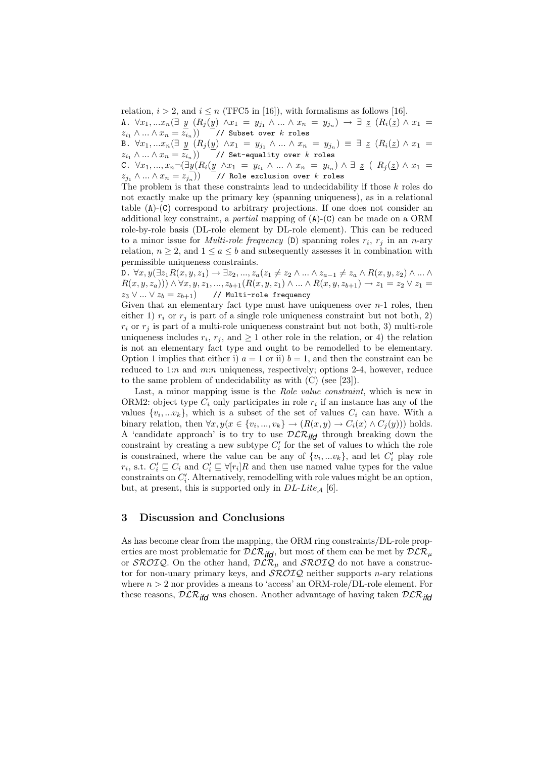relation, $i > 2$, and $i \leq n$ (TFC5 in [16]), with formalisms as follows [16].

A. $\forall x_1, ... x_n (\exists \ \underline{y} \ (R_j(\underline{y}) \wedge x_1 = y_{j_1} \wedge ... \wedge x_n = y_{j_n}) \rightarrow \exists \ \underline{z} \ (R_i(\underline{z}) \wedge x_1 = z_{i_1} \wedge ... \wedge x_n = z_{i_n}))$ `// Subset over k roles`

B. $\forall x_1, ... x_n (\exists \ \underline{y} \ (R_j(\underline{y}) \wedge x_1 = y_{j_1} \wedge ... \wedge x_n = y_{j_n}) \equiv \exists \ \underline{z} \ (R_i(\underline{z}) \wedge x_1 = z_{i_1} \wedge ... \wedge x_n = z_{i_n}))$ `// Set-equality over k roles`

C. $\forall x_1, ..., x_n \neg (\exists \underline{y} (R_i(\underline{y} \wedge x_1 = y_{i_1} \wedge ... \wedge x_n = y_{i_n}) \wedge \exists \ \underline{z} \ ( \ R_j(\underline{z}) \wedge x_1 = z_{j_1} \wedge ... \wedge x_n = z_{j_n}))$ `// Role exclusion over k roles`

The problem is that these constraints lead to undecidability if those $k$ roles do not exactly make up the primary key (spanning uniqueness), as in a relational table (A)-(C) correspond to arbitrary projections. If one does not consider an additional key constraint, a *partial* mapping of (A)-(C) can be made on a ORM role-by-role basis (DL-role element by DL-role element). This can be reduced to a minor issue for *Multi-role frequency* (D) spanning roles $r_i$, $r_j$ in an $n$-ary relation, $n \geq 2$, and $1 \leq a \leq b$ and subsequently assesses it in combination with permissible uniqueness constraints.

D. $\forall x, y (\exists z_1 R(x, y, z_1) \rightarrow \exists z_2, ..., z_a (z_1 \neq z_2 \wedge ... \wedge z_{a-1} \neq z_a \wedge R(x, y, z_2) \wedge ... \wedge R(x, y, z_a))) \wedge \forall x, y, z_1, ..., z_{b+1} (R(x, y, z_1) \wedge ... \wedge R(x, y, z_{b+1}) \rightarrow z_1 = z_2 \vee z_1 = z_3 \vee ... \vee z_b = z_{b+1})$ `// Multi-role frequency`

Given that an elementary fact type must have uniqueness over $n$-1 roles, then either 1) $r_i$ or $r_j$ is part of a single role uniqueness constraint but not both, 2) $r_i$ or $r_j$ is part of a multi-role uniqueness constraint but not both, 3) multi-role uniqueness includes $r_i$, $r_j$, and $\geq 1$ other role in the relation, or 4) the relation is not an elementary fact type and ought to be remodelled to be elementary. Option 1 implies that either i) $a = 1$ or ii) $b = 1$, and then the constraint can be reduced to 1:$n$ and $m$:$n$ uniqueness, respectively; options 2-4, however, reduce to the same problem of undecidability as with (C) (see [23]).

Last, a minor mapping issue is the *Role value constraint*, which is new in ORM2: object type $C_i$ only participates in role $r_i$ if an instance has any of the values $\{v_i, ... v_k\}$, which is a subset of the set of values $C_i$ can have. With a binary relation, then $\forall x, y (x \in \{v_i, ..., v_k\} \rightarrow (R(x, y) \rightarrow C_i(x) \wedge C_j(y)))$ holds. A 'candidate approach' is to try to use $\mathcal{DLR}_{ifd}$ through breaking down the constraint by creating a new subtype $C'_i$ for the set of values to which the role is constrained, where the value can be any of $\{v_i, ... v_k\}$, and let $C'_i$ play role $r_i$, s.t. $C'_i \sqsubseteq C_i$ and $C'_i \sqsubseteq \forall [r_i] R$ and then use named value types for the value constraints on $C'_i$. Alternatively, remodelling with role values might be an option, but, at present, this is supported only in $DL\text{-}Lite_{\mathcal{A}}$ [6].

## 3 Discussion and Conclusions

As has become clear from the mapping, the ORM ring constraints/DL-role properties are most problematic for $\mathcal{DLR}_{ifd}$, but most of them can be met by $\mathcal{DLR}_{\mu}$ or $\mathcal{SROIQ}$. On the other hand, $\mathcal{DLR}_{\mu}$ and $\mathcal{SROIQ}$ do not have a constructor for non-unary primary keys, and $\mathcal{SROIQ}$ neither supports $n$-ary relations where $n > 2$ nor provides a means to 'access' an ORM-role/DL-role element. For these reasons, $\mathcal{DLR}_{ifd}$ was chosen. Another advantage of having taken $\mathcal{DLR}_{ifd}$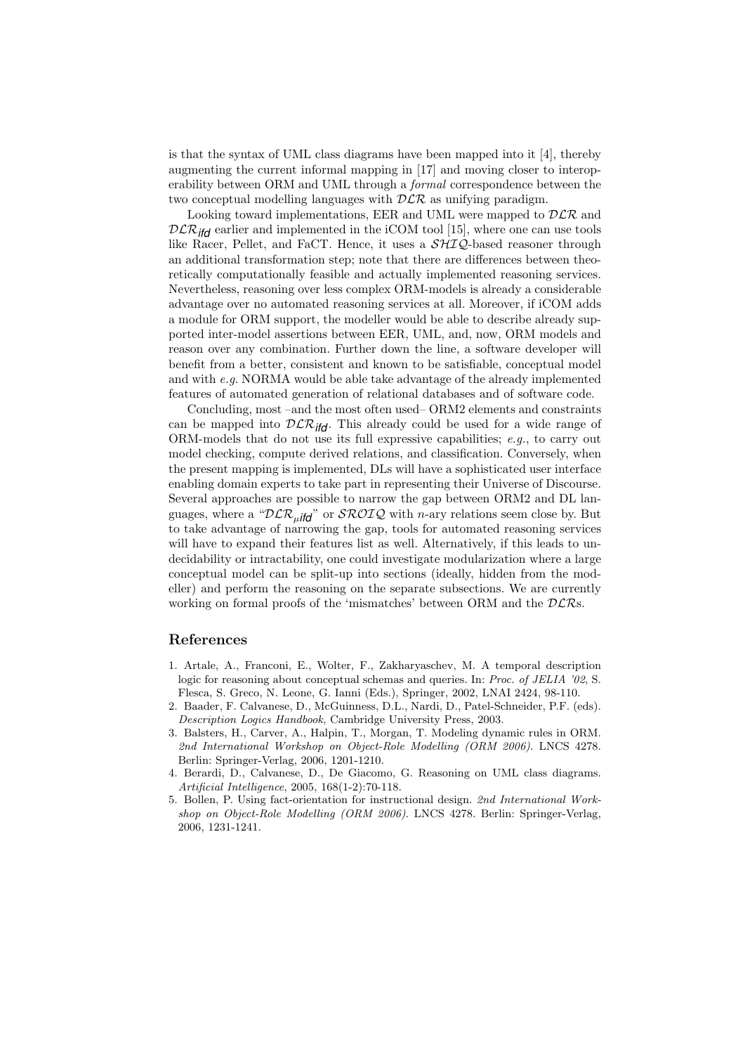is that the syntax of UML class diagrams have been mapped into it [4], thereby augmenting the current informal mapping in [17] and moving closer to interoperability between ORM and UML through a *formal* correspondence between the two conceptual modelling languages with $\mathcal{DLR}$ as unifying paradigm.

Looking toward implementations, EER and UML were mapped to $\mathcal{DLR}$ and $\mathcal{DLR}_{ifd}$ earlier and implemented in the iCOM tool [15], where one can use tools like Racer, Pellet, and FaCT. Hence, it uses a $\mathcal{SHIQ}$-based reasoner through an additional transformation step; note that there are differences between theoretically computationally feasible and actually implemented reasoning services. Nevertheless, reasoning over less complex ORM-models is already a considerable advantage over no automated reasoning services at all. Moreover, if iCOM adds a module for ORM support, the modeller would be able to describe already supported inter-model assertions between EER, UML, and, now, ORM models and reason over any combination. Further down the line, a software developer will benefit from a better, consistent and known to be satisfiable, conceptual model and with *e.g.* NORMA would be able take advantage of the already implemented features of automated generation of relational databases and of software code.

Concluding, most –and the most often used– ORM2 elements and constraints can be mapped into $\mathcal{DLR}_{ifd}$. This already could be used for a wide range of ORM-models that do not use its full expressive capabilities; *e.g.*, to carry out model checking, compute derived relations, and classification. Conversely, when the present mapping is implemented, DLs will have a sophisticated user interface enabling domain experts to take part in representing their Universe of Discourse. Several approaches are possible to narrow the gap between ORM2 and DL languages, where a "$\mathcal{DLR}_{\mu ifd}$" or $\mathcal{SROIQ}$ with $n$-ary relations seem close by. But to take advantage of narrowing the gap, tools for automated reasoning services will have to expand their features list as well. Alternatively, if this leads to undecidability or intractability, one could investigate modularization where a large conceptual model can be split-up into sections (ideally, hidden from the modeller) and perform the reasoning on the separate subsections. We are currently working on formal proofs of the 'mismatches' between ORM and the $\mathcal{DLR}$s.

## References

1. Artale, A., Franconi, E., Wolter, F., Zakharyaschev, M. A temporal description logic for reasoning about conceptual schemas and queries. In: *Proc. of JELIA '02*, S. Flesca, S. Greco, N. Leone, G. Ianni (Eds.), Springer, 2002, LNAI 2424, 98-110.
2. Baader, F. Calvanese, D., McGuinness, D.L., Nardi, D., Patel-Schneider, P.F. (eds). *Description Logics Handbook*, Cambridge University Press, 2003.
3. Balsters, H., Carver, A., Halpin, T., Morgan, T. Modeling dynamic rules in ORM. *2nd International Workshop on Object-Role Modelling (ORM 2006)*. LNCS 4278. Berlin: Springer-Verlag, 2006, 1201-1210.
4. Berardi, D., Calvanese, D., De Giacomo, G. Reasoning on UML class diagrams. *Artificial Intelligence*, 2005, 168(1-2):70-118.
5. Bollen, P. Using fact-orientation for instructional design. *2nd International Workshop on Object-Role Modelling (ORM 2006)*. LNCS 4278. Berlin: Springer-Verlag, 2006, 1231-1241.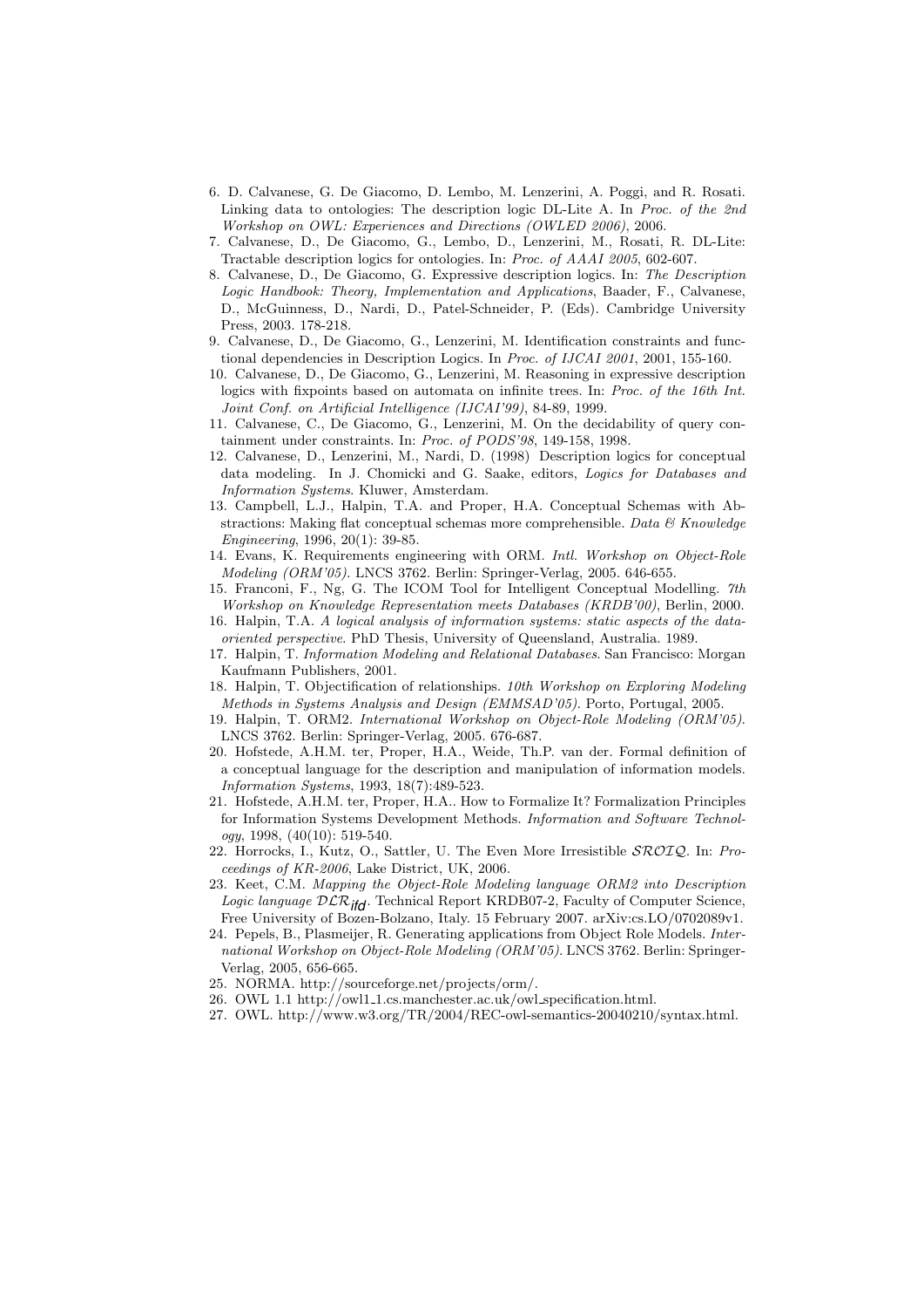6. D. Calvanese, G. De Giacomo, D. Lembo, M. Lenzerini, A. Poggi, and R. Rosati. Linking data to ontologies: The description logic DL-Lite A. In *Proc. of the 2nd Workshop on OWL: Experiences and Directions (OWLED 2006)*, 2006.
7. Calvanese, D., De Giacomo, G., Lembo, D., Lenzerini, M., Rosati, R. DL-Lite: Tractable description logics for ontologies. In: *Proc. of AAAI 2005*, 602-607.
8. Calvanese, D., De Giacomo, G. Expressive description logics. In: *The Description Logic Handbook: Theory, Implementation and Applications*, Baader, F., Calvanese, D., McGuinness, D., Nardi, D., Patel-Schneider, P. (Eds). Cambridge University Press, 2003. 178-218.
9. Calvanese, D., De Giacomo, G., Lenzerini, M. Identification constraints and functional dependencies in Description Logics. In *Proc. of IJCAI 2001*, 2001, 155-160.
10. Calvanese, D., De Giacomo, G., Lenzerini, M. Reasoning in expressive description logics with fixpoints based on automata on infinite trees. In: *Proc. of the 16th Int. Joint Conf. on Artificial Intelligence (IJCAI'99)*, 84-89, 1999.
11. Calvanese, C., De Giacomo, G., Lenzerini, M. On the decidability of query containment under constraints. In: *Proc. of PODS'98*, 149-158, 1998.
12. Calvanese, D., Lenzerini, M., Nardi, D. (1998) Description logics for conceptual data modeling. In J. Chomicki and G. Saake, editors, *Logics for Databases and Information Systems*. Kluwer, Amsterdam.
13. Campbell, L.J., Halpin, T.A. and Proper, H.A. Conceptual Schemas with Abstractions: Making flat conceptual schemas more comprehensible. *Data & Knowledge Engineering*, 1996, 20(1): 39-85.
14. Evans, K. Requirements engineering with ORM. *Intl. Workshop on Object-Role Modeling (ORM'05)*. LNCS 3762. Berlin: Springer-Verlag, 2005. 646-655.
15. Franconi, F., Ng, G. The ICOM Tool for Intelligent Conceptual Modelling. *7th Workshop on Knowledge Representation meets Databases (KRDB'00)*, Berlin, 2000.
16. Halpin, T.A. *A logical analysis of information systems: static aspects of the data-oriented perspective*. PhD Thesis, University of Queensland, Australia. 1989.
17. Halpin, T. *Information Modeling and Relational Databases*. San Francisco: Morgan Kaufmann Publishers, 2001.
18. Halpin, T. Objectification of relationships. *10th Workshop on Exploring Modeling Methods in Systems Analysis and Design (EMMSAD'05)*. Porto, Portugal, 2005.
19. Halpin, T. ORM2. *International Workshop on Object-Role Modeling (ORM'05)*. LNCS 3762. Berlin: Springer-Verlag, 2005. 676-687.
20. Hofstede, A.H.M. ter, Proper, H.A., Weide, Th.P. van der. Formal definition of a conceptual language for the description and manipulation of information models. *Information Systems*, 1993, 18(7):489-523.
21. Hofstede, A.H.M. ter, Proper, H.A.. How to Formalize It? Formalization Principles for Information Systems Development Methods. *Information and Software Technology*, 1998, (40(10): 519-540.
22. Horrocks, I., Kutz, O., Sattler, U. The Even More Irresistible $\mathcal{SROIQ}$. In: *Proceedings of KR-2006*, Lake District, UK, 2006.
23. Keet, C.M. *Mapping the Object-Role Modeling language ORM2 into Description Logic language* $\mathcal{DLR}_{ifd}$. Technical Report KRDB07-2, Faculty of Computer Science, Free University of Bozen-Bolzano, Italy. 15 February 2007. arXiv:cs.LO/0702089v1.
24. Pepels, B., Plasmeijer, R. Generating applications from Object Role Models. *International Workshop on Object-Role Modeling (ORM'05)*. LNCS 3762. Berlin: Springer-Verlag, 2005, 656-665.
25. NORMA. http://sourceforge.net/projects/orm/.
26. OWL 1.1 http://owl1_1.cs.manchester.ac.uk/owl_specification.html.
27. OWL. http://www.w3.org/TR/2004/REC-owl-semantics-20040210/syntax.html.